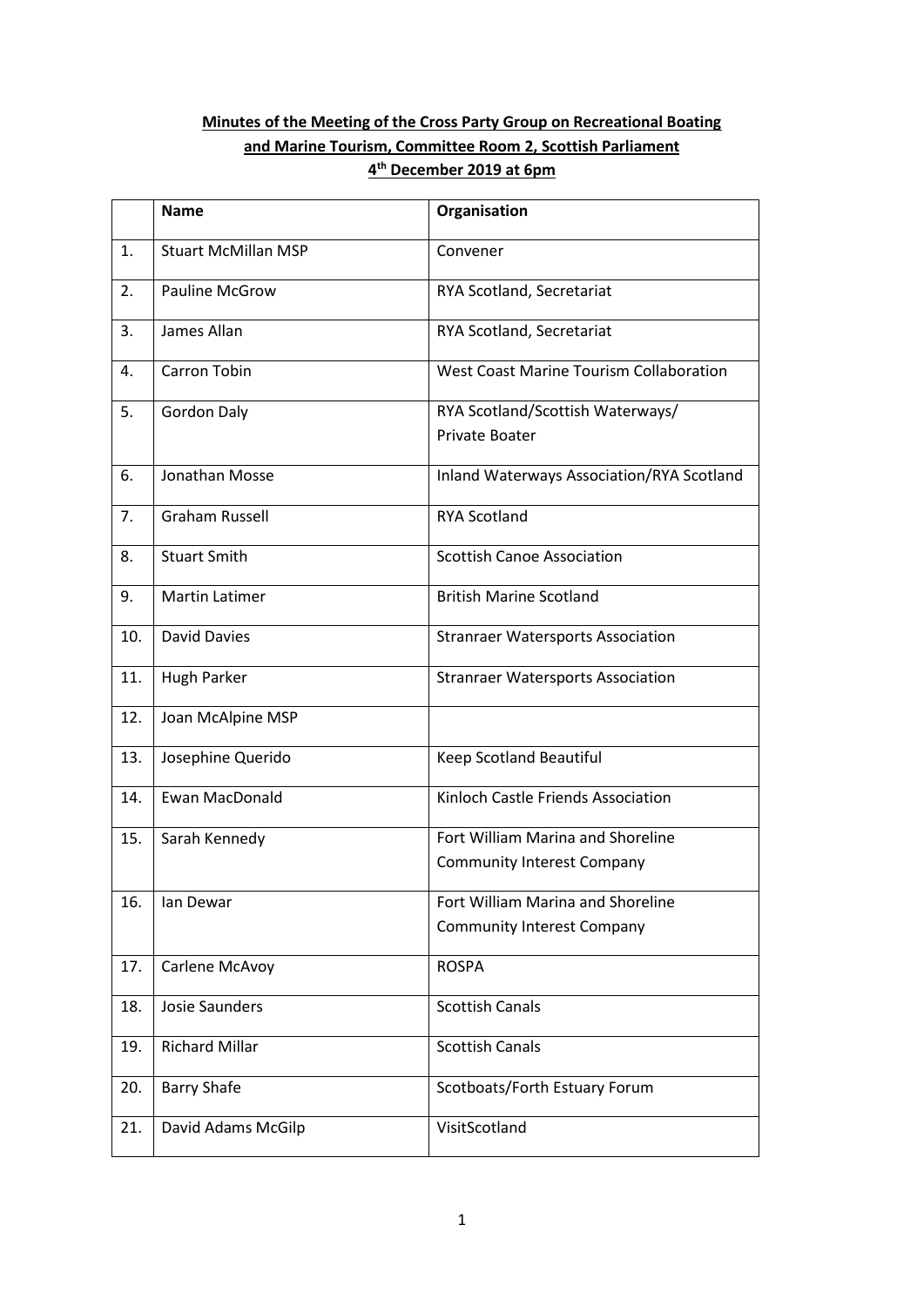**Minutes of the Meeting of the Cross Party Group on Recreational Boating and Marine Tourism, Committee Room 2, Scottish Parliament 4th December 2019 at 6pm**

| | Name | Organisation |
|---|---|---|
| 1. | Stuart McMillan MSP | Convener |
| 2. | Pauline McGrow | RYA Scotland, Secretariat |
| 3. | James Allan | RYA Scotland, Secretariat |
| 4. | Carron Tobin | West Coast Marine Tourism Collaboration |
| 5. | Gordon Daly | RYA Scotland/Scottish Waterways/ Private Boater |
| 6. | Jonathan Mosse | Inland Waterways Association/RYA Scotland |
| 7. | Graham Russell | RYA Scotland |
| 8. | Stuart Smith | Scottish Canoe Association |
| 9. | Martin Latimer | British Marine Scotland |
| 10. | David Davies | Stranraer Watersports Association |
| 11. | Hugh Parker | Stranraer Watersports Association |
| 12. | Joan McAlpine MSP | |
| 13. | Josephine Querido | Keep Scotland Beautiful |
| 14. | Ewan MacDonald | Kinloch Castle Friends Association |
| 15. | Sarah Kennedy | Fort William Marina and Shoreline Community Interest Company |
| 16. | Ian Dewar | Fort William Marina and Shoreline Community Interest Company |
| 17. | Carlene McAvoy | ROSPA |
| 18. | Josie Saunders | Scottish Canals |
| 19. | Richard Millar | Scottish Canals |
| 20. | Barry Shafe | Scotboats/Forth Estuary Forum |
| 21. | David Adams McGilp | VisitScotland |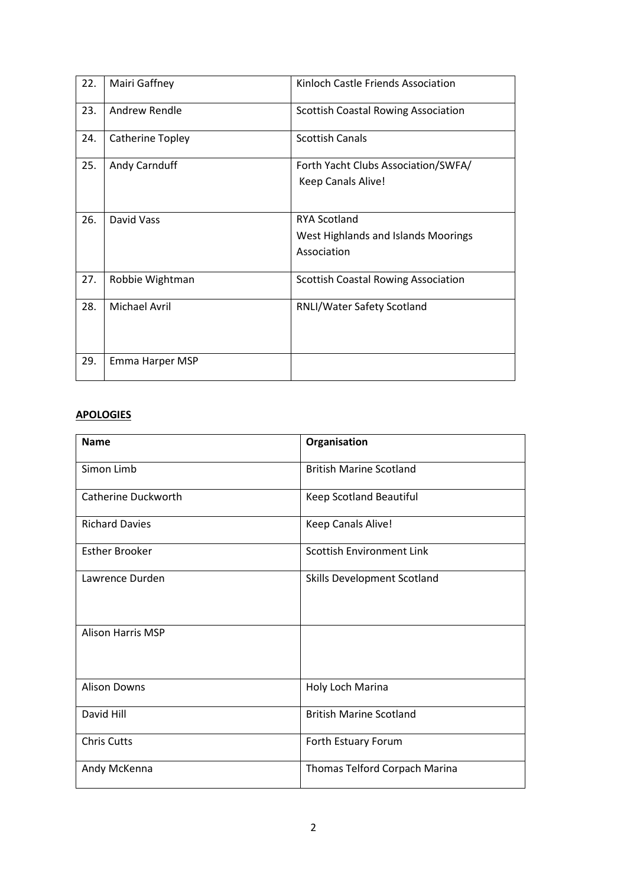| 22. | Mairi Gaffney | Kinloch Castle Friends Association |
|---|---|---|
| 23. | Andrew Rendle | Scottish Coastal Rowing Association |
| 24. | Catherine Topley | Scottish Canals |
| 25. | Andy Carnduff | Forth Yacht Clubs Association/SWFA/ Keep Canals Alive! |
| 26. | David Vass | RYA Scotland West Highlands and Islands Moorings Association |
| 27. | Robbie Wightman | Scottish Coastal Rowing Association |
| 28. | Michael Avril | RNLI/Water Safety Scotland |
| 29. | Emma Harper MSP | |

**APOLOGIES**

| Name | Organisation |
|---|---|
| Simon Limb | British Marine Scotland |
| Catherine Duckworth | Keep Scotland Beautiful |
| Richard Davies | Keep Canals Alive! |
| Esther Brooker | Scottish Environment Link |
| Lawrence Durden | Skills Development Scotland |
| Alison Harris MSP | |
| Alison Downs | Holy Loch Marina |
| David Hill | British Marine Scotland |
| Chris Cutts | Forth Estuary Forum |
| Andy McKenna | Thomas Telford Corpach Marina |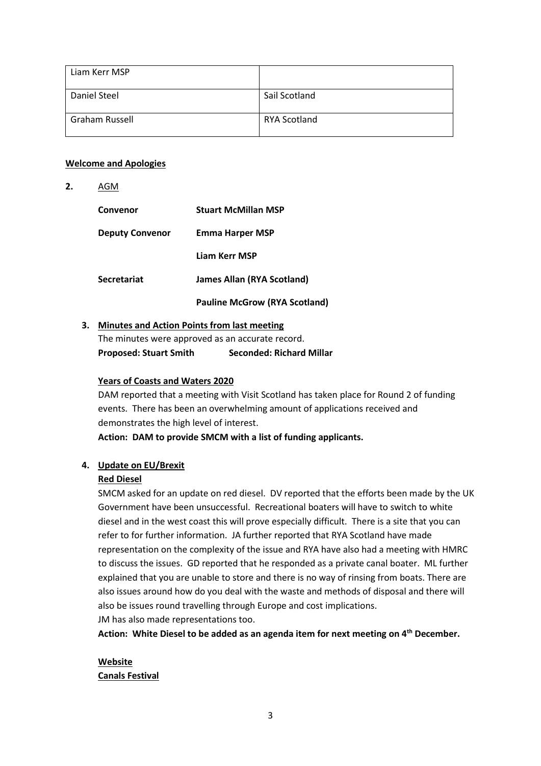| Liam Kerr MSP | |
|---|---|
| Daniel Steel | Sail Scotland |
| Graham Russell | RYA Scotland |

**Welcome and Apologies**

**2.** AGM

| **Convenor** | **Stuart McMillan MSP** |
|---|---|
| **Deputy Convenor** | **Emma Harper MSP** |
| | **Liam Kerr MSP** |
| **Secretariat** | **James Allan (RYA Scotland)** |
| | **Pauline McGrow (RYA Scotland)** |

**3. Minutes and Action Points from last meeting**

The minutes were approved as an accurate record.

**Proposed: Stuart Smith** **Seconded: Richard Millar**

**Years of Coasts and Waters 2020**

DAM reported that a meeting with Visit Scotland has taken place for Round 2 of funding events. There has been an overwhelming amount of applications received and demonstrates the high level of interest.

**Action: DAM to provide SMCM with a list of funding applicants.**

**4. Update on EU/Brexit**

**Red Diesel**

SMCM asked for an update on red diesel. DV reported that the efforts been made by the UK Government have been unsuccessful. Recreational boaters will have to switch to white diesel and in the west coast this will prove especially difficult. There is a site that you can refer to for further information. JA further reported that RYA Scotland have made representation on the complexity of the issue and RYA have also had a meeting with HMRC to discuss the issues. GD reported that he responded as a private canal boater. ML further explained that you are unable to store and there is no way of rinsing from boats. There are also issues around how do you deal with the waste and methods of disposal and there will also be issues round travelling through Europe and cost implications.

JM has also made representations too.

**Action: White Diesel to be added as an agenda item for next meeting on 4th December.**

**Website**

**Canals Festival**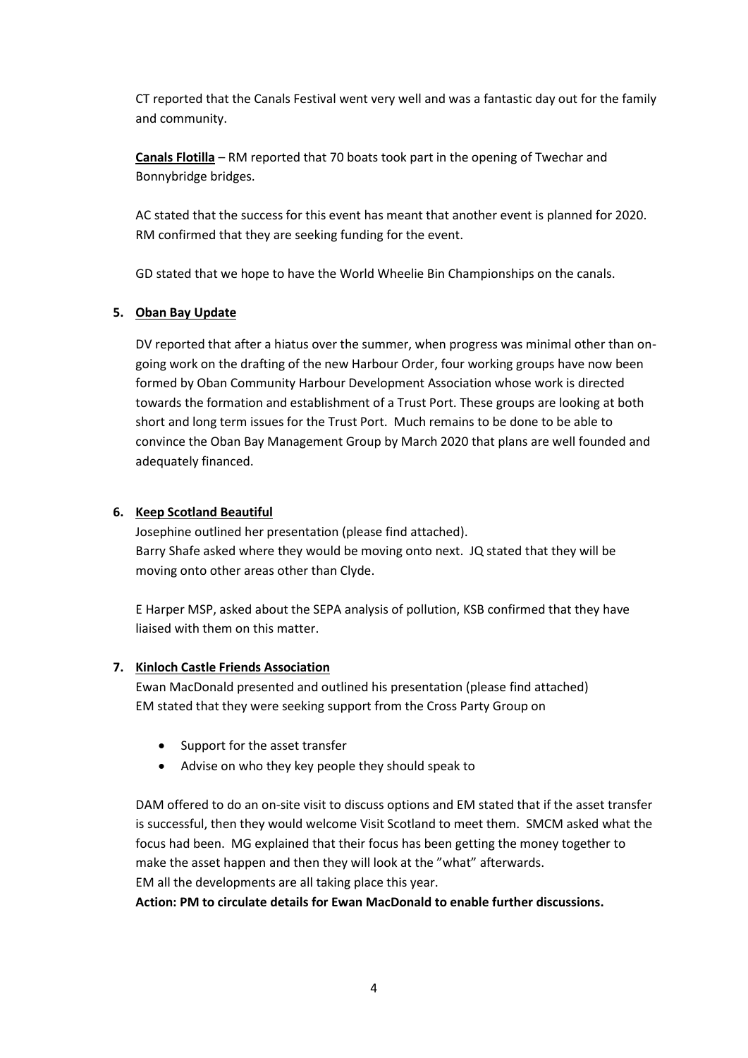CT reported that the Canals Festival went very well and was a fantastic day out for the family and community.

**Canals Flotilla** – RM reported that 70 boats took part in the opening of Twechar and Bonnybridge bridges.

AC stated that the success for this event has meant that another event is planned for 2020. RM confirmed that they are seeking funding for the event.

GD stated that we hope to have the World Wheelie Bin Championships on the canals.

## 5. Oban Bay Update

DV reported that after a hiatus over the summer, when progress was minimal other than on-going work on the drafting of the new Harbour Order, four working groups have now been formed by Oban Community Harbour Development Association whose work is directed towards the formation and establishment of a Trust Port. These groups are looking at both short and long term issues for the Trust Port. Much remains to be done to be able to convince the Oban Bay Management Group by March 2020 that plans are well founded and adequately financed.

## 6. Keep Scotland Beautiful

Josephine outlined her presentation (please find attached).
Barry Shafe asked where they would be moving onto next. JQ stated that they will be moving onto other areas other than Clyde.

E Harper MSP, asked about the SEPA analysis of pollution, KSB confirmed that they have liaised with them on this matter.

## 7. Kinloch Castle Friends Association

Ewan MacDonald presented and outlined his presentation (please find attached)
EM stated that they were seeking support from the Cross Party Group on

- Support for the asset transfer
- Advise on who they key people they should speak to

DAM offered to do an on-site visit to discuss options and EM stated that if the asset transfer is successful, then they would welcome Visit Scotland to meet them. SMCM asked what the focus had been. MG explained that their focus has been getting the money together to make the asset happen and then they will look at the "what" afterwards.
EM all the developments are all taking place this year.

**Action: PM to circulate details for Ewan MacDonald to enable further discussions.**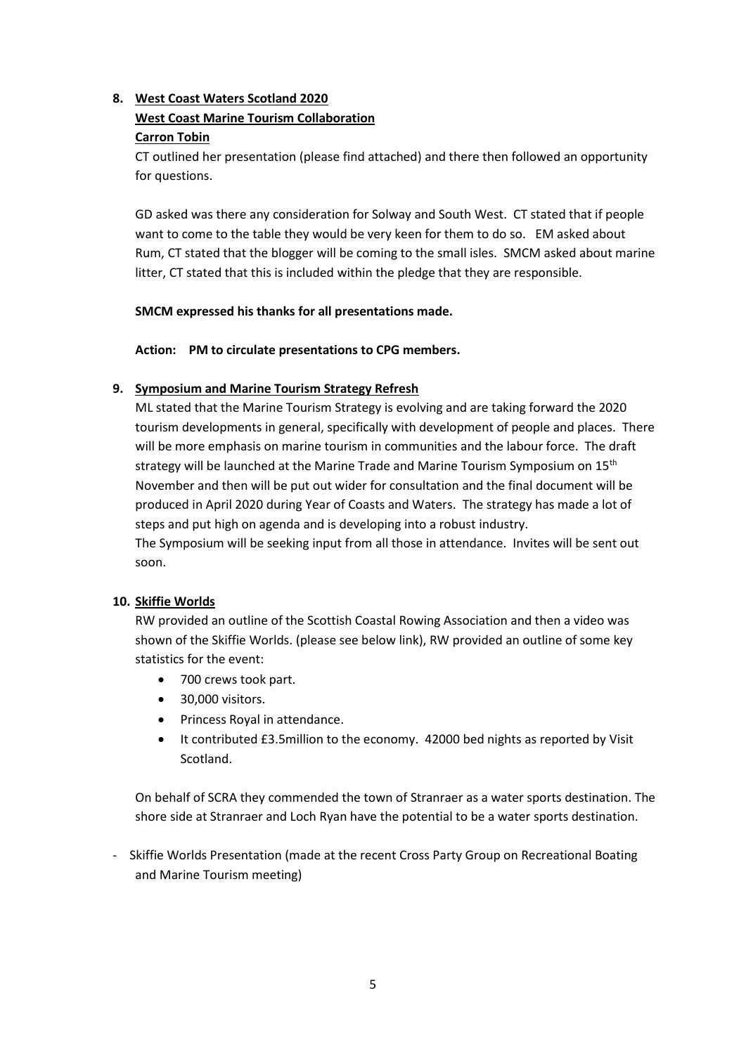**8. West Coast Waters Scotland 2020**

**West Coast Marine Tourism Collaboration**

**Carron Tobin**

CT outlined her presentation (please find attached) and there then followed an opportunity for questions.

GD asked was there any consideration for Solway and South West. CT stated that if people want to come to the table they would be very keen for them to do so. EM asked about Rum, CT stated that the blogger will be coming to the small isles. SMCM asked about marine litter, CT stated that this is included within the pledge that they are responsible.

**SMCM expressed his thanks for all presentations made.**

**Action: PM to circulate presentations to CPG members.**

**9. Symposium and Marine Tourism Strategy Refresh**

ML stated that the Marine Tourism Strategy is evolving and are taking forward the 2020 tourism developments in general, specifically with development of people and places. There will be more emphasis on marine tourism in communities and the labour force. The draft strategy will be launched at the Marine Trade and Marine Tourism Symposium on 15th November and then will be put out wider for consultation and the final document will be produced in April 2020 during Year of Coasts and Waters. The strategy has made a lot of steps and put high on agenda and is developing into a robust industry.

The Symposium will be seeking input from all those in attendance. Invites will be sent out soon.

**10. Skiffie Worlds**

RW provided an outline of the Scottish Coastal Rowing Association and then a video was shown of the Skiffie Worlds. (please see below link), RW provided an outline of some key statistics for the event:

- 700 crews took part.
- 30,000 visitors.
- Princess Royal in attendance.
- It contributed £3.5million to the economy. 42000 bed nights as reported by Visit Scotland.

On behalf of SCRA they commended the town of Stranraer as a water sports destination. The shore side at Stranraer and Loch Ryan have the potential to be a water sports destination.

- Skiffie Worlds Presentation (made at the recent Cross Party Group on Recreational Boating and Marine Tourism meeting)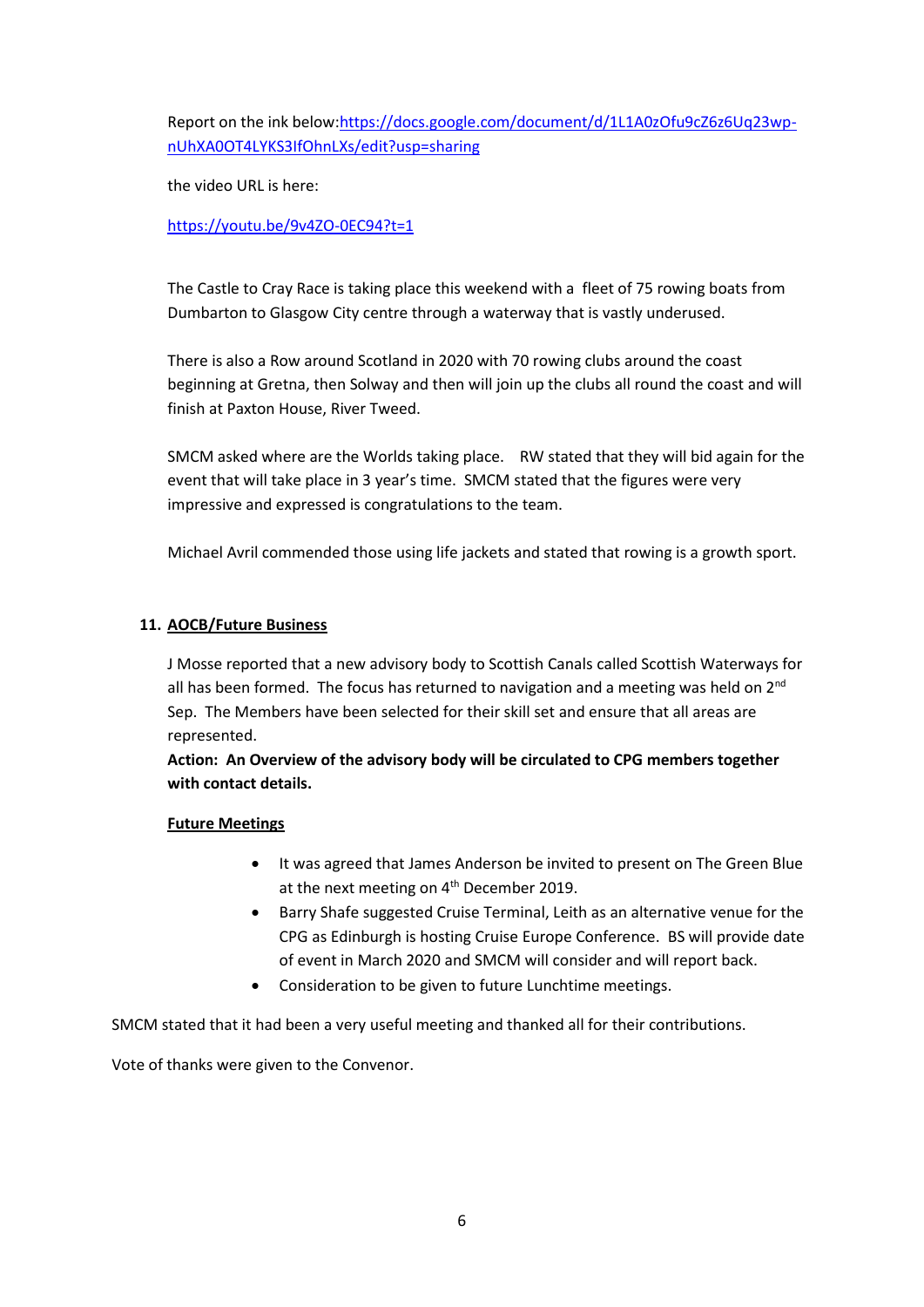Report on the ink below:[https://docs.google.com/document/d/1L1A0zOfu9cZ6z6Uq23wp-nUhXA0OT4LYKS3IfOhnLXs/edit?usp=sharing](https://docs.google.com/document/d/1L1A0zOfu9cZ6z6Uq23wp-nUhXA0OT4LYKS3IfOhnLXs/edit?usp=sharing)

the video URL is here:

[https://youtu.be/9v4ZO-0EC94?t=1](https://youtu.be/9v4ZO-0EC94?t=1)

The Castle to Cray Race is taking place this weekend with a fleet of 75 rowing boats from Dumbarton to Glasgow City centre through a waterway that is vastly underused.

There is also a Row around Scotland in 2020 with 70 rowing clubs around the coast beginning at Gretna, then Solway and then will join up the clubs all round the coast and will finish at Paxton House, River Tweed.

SMCM asked where are the Worlds taking place. RW stated that they will bid again for the event that will take place in 3 year's time. SMCM stated that the figures were very impressive and expressed is congratulations to the team.

Michael Avril commended those using life jackets and stated that rowing is a growth sport.

## 11. AOCB/Future Business

J Mosse reported that a new advisory body to Scottish Canals called Scottish Waterways for all has been formed. The focus has returned to navigation and a meeting was held on 2nd Sep. The Members have been selected for their skill set and ensure that all areas are represented.

**Action: An Overview of the advisory body will be circulated to CPG members together with contact details.**

**Future Meetings**

- It was agreed that James Anderson be invited to present on The Green Blue at the next meeting on 4th December 2019.
- Barry Shafe suggested Cruise Terminal, Leith as an alternative venue for the CPG as Edinburgh is hosting Cruise Europe Conference. BS will provide date of event in March 2020 and SMCM will consider and will report back.
- Consideration to be given to future Lunchtime meetings.

SMCM stated that it had been a very useful meeting and thanked all for their contributions.

Vote of thanks were given to the Convenor.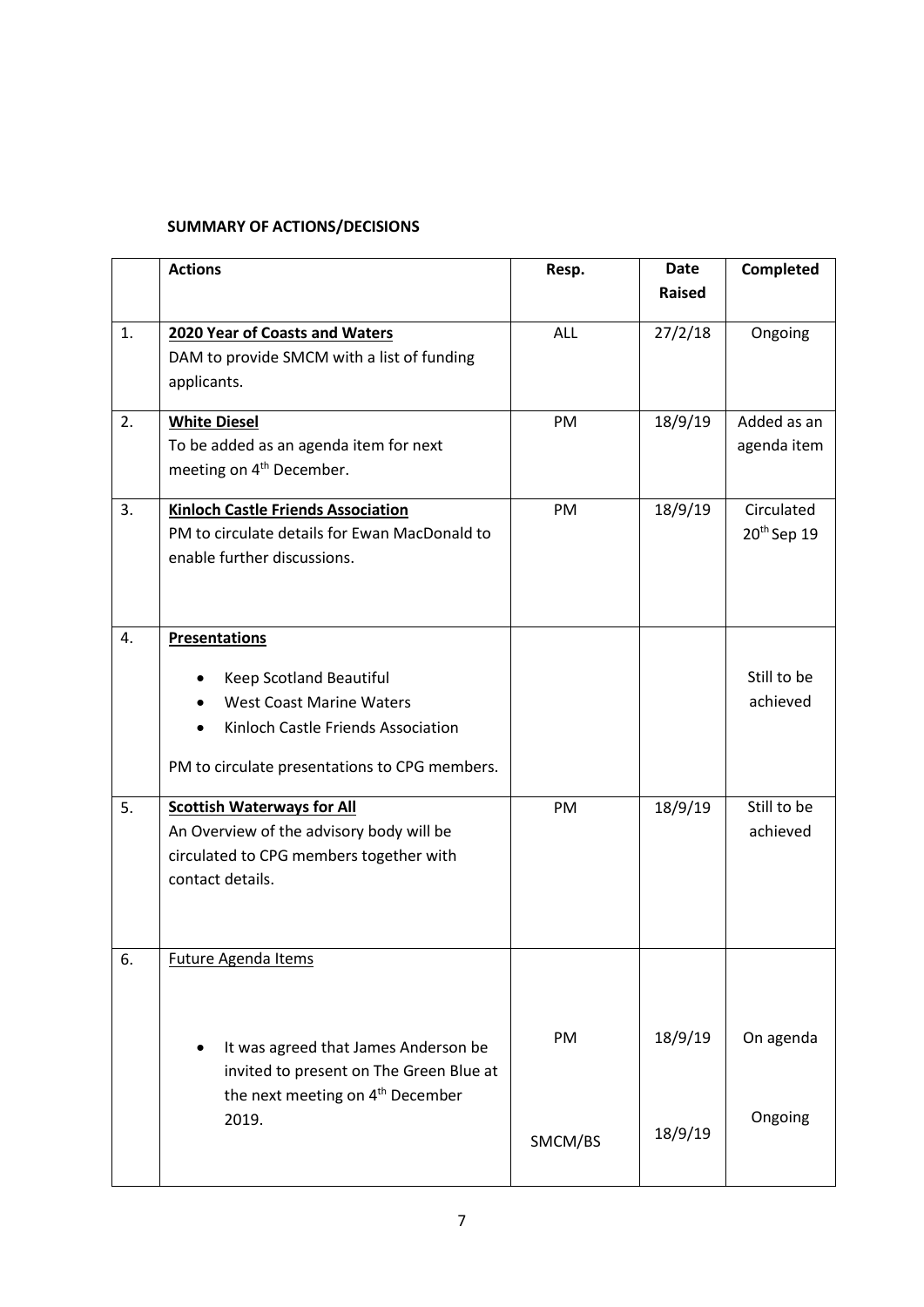**SUMMARY OF ACTIONS/DECISIONS**

| | Actions | Resp. | Date Raised | Completed |
|---|---|---|---|---|
| 1. | **2020 Year of Coasts and Waters**<br>DAM to provide SMCM with a list of funding applicants. | ALL | 27/2/18 | Ongoing |
| 2. | **White Diesel**<br>To be added as an agenda item for next meeting on 4th December. | PM | 18/9/19 | Added as an agenda item |
| 3. | **Kinloch Castle Friends Association**<br>PM to circulate details for Ewan MacDonald to enable further discussions. | PM | 18/9/19 | Circulated 20th Sep 19 |
| 4. | **Presentations**<br>• Keep Scotland Beautiful<br>• West Coast Marine Waters<br>• Kinloch Castle Friends Association<br>PM to circulate presentations to CPG members. | | | Still to be achieved |
| 5. | **Scottish Waterways for All**<br>An Overview of the advisory body will be circulated to CPG members together with contact details. | PM | 18/9/19 | Still to be achieved |
| 6. | Future Agenda Items<br>• It was agreed that James Anderson be invited to present on The Green Blue at the next meeting on 4th December 2019. | PM<br><br>SMCM/BS | 18/9/19<br><br>18/9/19 | On agenda<br><br>Ongoing |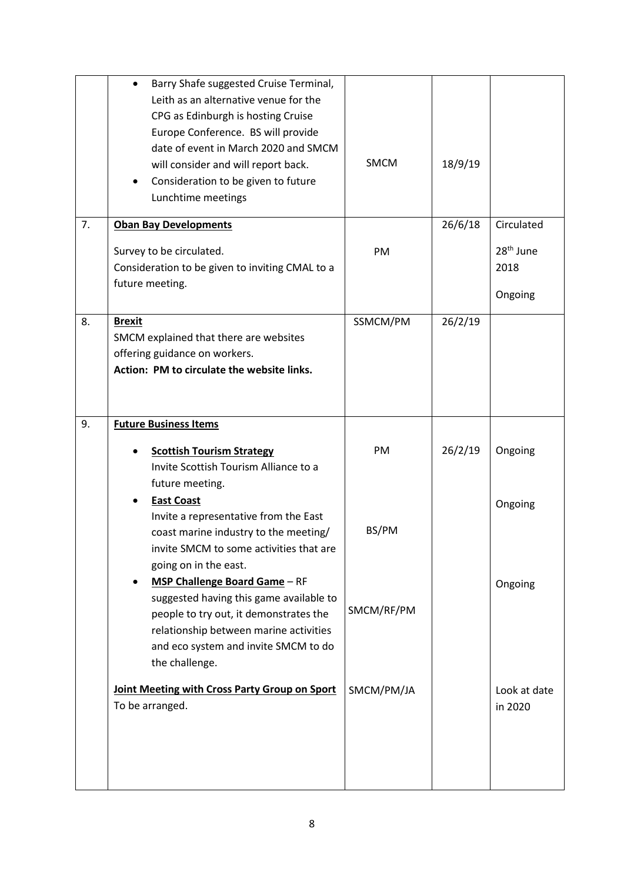| | | | | |
|---|---|---|---|---|
| | • Barry Shafe suggested Cruise Terminal, Leith as an alternative venue for the CPG as Edinburgh is hosting Cruise Europe Conference. BS will provide date of event in March 2020 and SMCM will consider and will report back.<br>• Consideration to be given to future Lunchtime meetings | SMCM | 18/9/19 | |
| 7. | **Oban Bay Developments**<br><br>Survey to be circulated.<br>Consideration to be given to inviting CMAL to a future meeting. | PM | 26/6/18 | Circulated<br><br>28th June 2018<br><br>Ongoing |
| 8. | **Brexit**<br>SMCM explained that there are websites offering guidance on workers.<br>**Action: PM to circulate the website links.** | SSMCM/PM | 26/2/19 | |
| 9. | **Future Business Items**<br><br>• **Scottish Tourism Strategy** Invite Scottish Tourism Alliance to a future meeting.<br>• **East Coast** Invite a representative from the East coast marine industry to the meeting/ invite SMCM to some activities that are going on in the east.<br>• **MSP Challenge Board Game** – RF suggested having this game available to people to try out, it demonstrates the relationship between marine activities and eco system and invite SMCM to do the challenge.<br><br>**Joint Meeting with Cross Party Group on Sport**<br>To be arranged. | PM<br><br>BS/PM<br><br>SMCM/RF/PM<br><br>SMCM/PM/JA | 26/2/19 | Ongoing<br><br>Ongoing<br><br>Ongoing<br><br>Look at date in 2020 |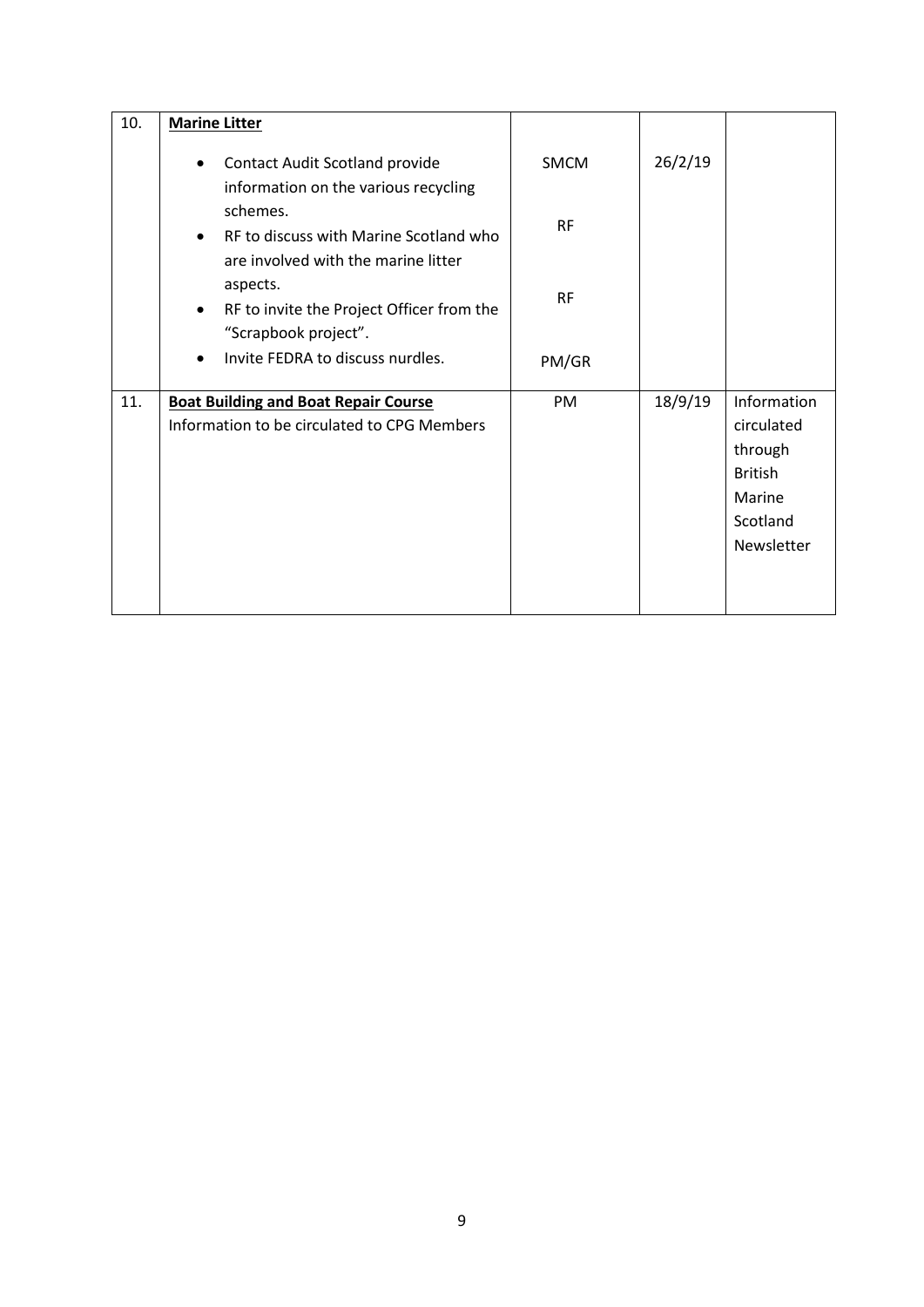| | | | | |
|---|---|---|---|---|
| 10. | **Marine Litter**<br>• Contact Audit Scotland provide information on the various recycling schemes.<br>• RF to discuss with Marine Scotland who are involved with the marine litter aspects.<br>• RF to invite the Project Officer from the "Scrapbook project".<br>• Invite FEDRA to discuss nurdles. | SMCM<br>RF<br>RF<br>PM/GR | 26/2/19 | |
| 11. | **Boat Building and Boat Repair Course**<br>Information to be circulated to CPG Members | PM | 18/9/19 | Information circulated through British Marine Scotland Newsletter |